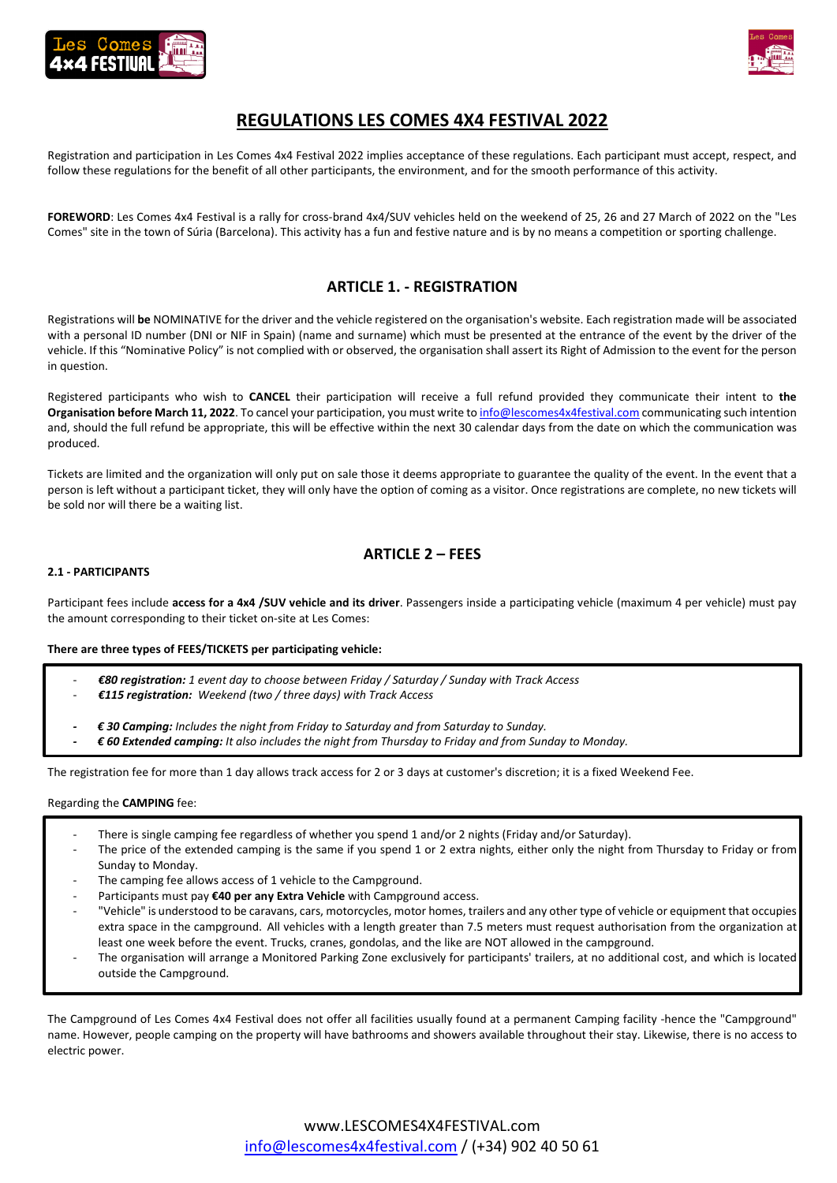# REGULATIONS LES COMES 4X4 FESTIVAL 2022

Registration and participation in Les Comes 4x4 Festival 2022 implies acceptance of these regulations. Each participant must accept, respect, and follow these regulations for the benefit of all other participants, the environment, and for the smooth performance of this activity.

**FOREWORD**: Les Comes 4x4 Festival is a rally for cross-brand 4x4/SUV vehicles held on the weekend of 25, 26 and 27 March of 2022 on the "Les Comes" site in the town of Súria (Barcelona). This activity has a fun and festive nature and is by no means a competition or sporting challenge.

## ARTICLE 1. - REGISTRATION

Registrations will **be** NOMINATIVE for the driver and the vehicle registered on the organisation's website. Each registration made will be associated with a personal ID number (DNI or NIF in Spain) (name and surname) which must be presented at the entrance of the event by the driver of the vehicle. If this "Nominative Policy" is not complied with or observed, the organisation shall assert its Right of Admission to the event for the person in question.

Registered participants who wish to **CANCEL** their participation will receive a full refund provided they communicate their intent to **the Organisation before March 11, 2022**. To cancel your participation, you must write to info@lescomes4x4festival.com communicating such intention and, should the full refund be appropriate, this will be effective within the next 30 calendar days from the date on which the communication was produced.

Tickets are limited and the organization will only put on sale those it deems appropriate to guarantee the quality of the event. In the event that a person is left without a participant ticket, they will only have the option of coming as a visitor. Once registrations are complete, no new tickets will be sold nor will there be a waiting list.

## ARTICLE 2 – FEES

### 2.1 - PARTICIPANTS

Participant fees include **access for a 4x4 /SUV vehicle and its driver**. Passengers inside a participating vehicle (maximum 4 per vehicle) must pay the amount corresponding to their ticket on-site at Les Comes:

**There are three types of FEES/TICKETS per participating vehicle:**

- ***€80 registration:*** *1 event day to choose between Friday / Saturday / Sunday with Track Access*
- ***€115 registration:*** *Weekend (two / three days) with Track Access*

- ***€ 30 Camping:*** *Includes the night from Friday to Saturday and from Saturday to Sunday.*
- ***€ 60 Extended camping:*** *It also includes the night from Thursday to Friday and from Sunday to Monday.*

The registration fee for more than 1 day allows track access for 2 or 3 days at customer's discretion; it is a fixed Weekend Fee.

Regarding the **CAMPING** fee:

- There is single camping fee regardless of whether you spend 1 and/or 2 nights (Friday and/or Saturday).
- The price of the extended camping is the same if you spend 1 or 2 extra nights, either only the night from Thursday to Friday or from Sunday to Monday.
- The camping fee allows access of 1 vehicle to the Campground.
- Participants must pay **€40 per any Extra Vehicle** with Campground access.
- "Vehicle" is understood to be caravans, cars, motorcycles, motor homes, trailers and any other type of vehicle or equipment that occupies extra space in the campground. All vehicles with a length greater than 7.5 meters must request authorisation from the organization at least one week before the event. Trucks, cranes, gondolas, and the like are NOT allowed in the campground.
- The organisation will arrange a Monitored Parking Zone exclusively for participants' trailers, at no additional cost, and which is located outside the Campground.

The Campground of Les Comes 4x4 Festival does not offer all facilities usually found at a permanent Camping facility -hence the "Campground" name. However, people camping on the property will have bathrooms and showers available throughout their stay. Likewise, there is no access to electric power.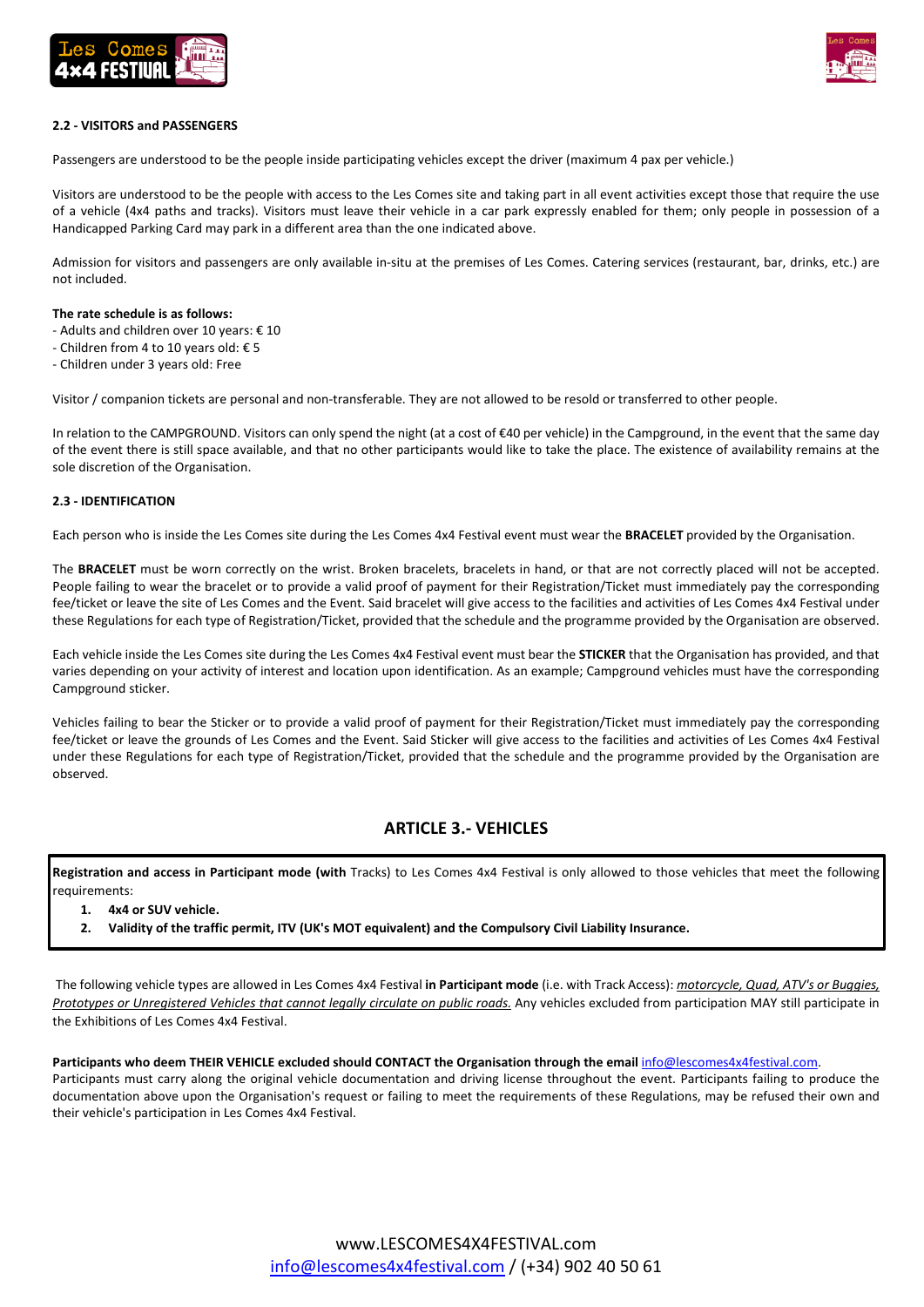**2.2 - VISITORS and PASSENGERS**

Passengers are understood to be the people inside participating vehicles except the driver (maximum 4 pax per vehicle.)

Visitors are understood to be the people with access to the Les Comes site and taking part in all event activities except those that require the use of a vehicle (4x4 paths and tracks). Visitors must leave their vehicle in a car park expressly enabled for them; only people in possession of a Handicapped Parking Card may park in a different area than the one indicated above.

Admission for visitors and passengers are only available in-situ at the premises of Les Comes. Catering services (restaurant, bar, drinks, etc.) are not included.

**The rate schedule is as follows:**

- Adults and children over 10 years: € 10
- Children from 4 to 10 years old: € 5
- Children under 3 years old: Free

Visitor / companion tickets are personal and non-transferable. They are not allowed to be resold or transferred to other people.

In relation to the CAMPGROUND. Visitors can only spend the night (at a cost of €40 per vehicle) in the Campground, in the event that the same day of the event there is still space available, and that no other participants would like to take the place. The existence of availability remains at the sole discretion of the Organisation.

**2.3 - IDENTIFICATION**

Each person who is inside the Les Comes site during the Les Comes 4x4 Festival event must wear the **BRACELET** provided by the Organisation.

The **BRACELET** must be worn correctly on the wrist. Broken bracelets, bracelets in hand, or that are not correctly placed will not be accepted. People failing to wear the bracelet or to provide a valid proof of payment for their Registration/Ticket must immediately pay the corresponding fee/ticket or leave the site of Les Comes and the Event. Said bracelet will give access to the facilities and activities of Les Comes 4x4 Festival under these Regulations for each type of Registration/Ticket, provided that the schedule and the programme provided by the Organisation are observed.

Each vehicle inside the Les Comes site during the Les Comes 4x4 Festival event must bear the **STICKER** that the Organisation has provided, and that varies depending on your activity of interest and location upon identification. As an example; Campground vehicles must have the corresponding Campground sticker.

Vehicles failing to bear the Sticker or to provide a valid proof of payment for their Registration/Ticket must immediately pay the corresponding fee/ticket or leave the grounds of Les Comes and the Event. Said Sticker will give access to the facilities and activities of Les Comes 4x4 Festival under these Regulations for each type of Registration/Ticket, provided that the schedule and the programme provided by the Organisation are observed.

## ARTICLE 3.- VEHICLES

**Registration and access in Participant mode (with** Tracks) to Les Comes 4x4 Festival is only allowed to those vehicles that meet the following requirements:

1. **4x4 or SUV vehicle.**
2. **Validity of the traffic permit, ITV (UK's MOT equivalent) and the Compulsory Civil Liability Insurance.**

The following vehicle types are allowed in Les Comes 4x4 Festival **in Participant mode** (i.e. with Track Access): *motorcycle, Quad, ATV's or Buggies, Prototypes or Unregistered Vehicles that cannot legally circulate on public roads.* Any vehicles excluded from participation MAY still participate in the Exhibitions of Les Comes 4x4 Festival.

**Participants who deem THEIR VEHICLE excluded should CONTACT the Organisation through the email** info@lescomes4x4festival.com.
Participants must carry along the original vehicle documentation and driving license throughout the event. Participants failing to produce the documentation above upon the Organisation's request or failing to meet the requirements of these Regulations, may be refused their own and their vehicle's participation in Les Comes 4x4 Festival.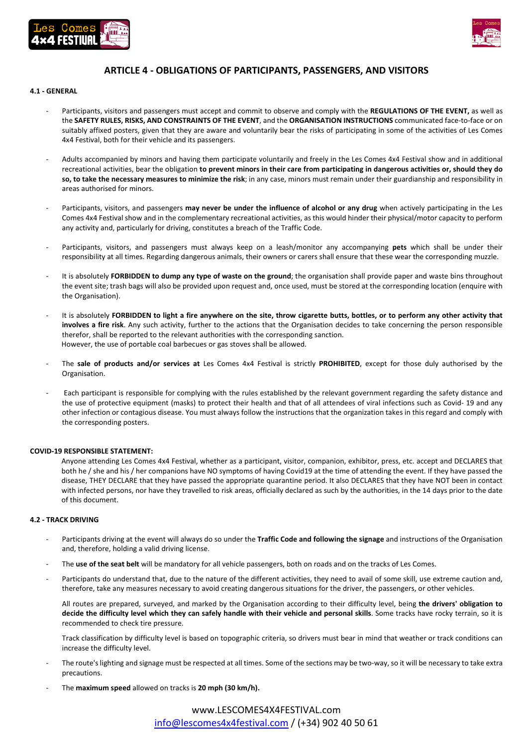## ARTICLE 4 - OBLIGATIONS OF PARTICIPANTS, PASSENGERS, AND VISITORS

### 4.1 - GENERAL

- Participants, visitors and passengers must accept and commit to observe and comply with the **REGULATIONS OF THE EVENT,** as well as the **SAFETY RULES, RISKS, AND CONSTRAINTS OF THE EVENT**, and the **ORGANISATION INSTRUCTIONS** communicated face-to-face or on suitably affixed posters, given that they are aware and voluntarily bear the risks of participating in some of the activities of Les Comes 4x4 Festival, both for their vehicle and its passengers.

- Adults accompanied by minors and having them participate voluntarily and freely in the Les Comes 4x4 Festival show and in additional recreational activities, bear the obligation **to prevent minors in their care from participating in dangerous activities or, should they do so, to take the necessary measures to minimize the risk**; in any case, minors must remain under their guardianship and responsibility in areas authorised for minors.

- Participants, visitors, and passengers **may never be under the influence of alcohol or any drug** when actively participating in the Les Comes 4x4 Festival show and in the complementary recreational activities, as this would hinder their physical/motor capacity to perform any activity and, particularly for driving, constitutes a breach of the Traffic Code.

- Participants, visitors, and passengers must always keep on a leash/monitor any accompanying **pets** which shall be under their responsibility at all times. Regarding dangerous animals, their owners or carers shall ensure that these wear the corresponding muzzle.

- It is absolutely **FORBIDDEN to dump any type of waste on the ground**; the organisation shall provide paper and waste bins throughout the event site; trash bags will also be provided upon request and, once used, must be stored at the corresponding location (enquire with the Organisation).

- It is absolutely **FORBIDDEN to light a fire anywhere on the site, throw cigarette butts, bottles, or to perform any other activity that involves a fire risk**. Any such activity, further to the actions that the Organisation decides to take concerning the person responsible therefor, shall be reported to the relevant authorities with the corresponding sanction.
  However, the use of portable coal barbecues or gas stoves shall be allowed.

- The **sale of products and/or services at** Les Comes 4x4 Festival is strictly **PROHIBITED**, except for those duly authorised by the Organisation.

- Each participant is responsible for complying with the rules established by the relevant government regarding the safety distance and the use of protective equipment (masks) to protect their health and that of all attendees of viral infections such as Covid- 19 and any other infection or contagious disease. You must always follow the instructions that the organization takes in this regard and comply with the corresponding posters.

**COVID-19 RESPONSIBLE STATEMENT:**

Anyone attending Les Comes 4x4 Festival, whether as a participant, visitor, companion, exhibitor, press, etc. accept and DECLARES that both he / she and his / her companions have NO symptoms of having Covid19 at the time of attending the event. If they have passed the disease, THEY DECLARE that they have passed the appropriate quarantine period. It also DECLARES that they have NOT been in contact with infected persons, nor have they travelled to risk areas, officially declared as such by the authorities, in the 14 days prior to the date of this document.

### 4.2 - TRACK DRIVING

- Participants driving at the event will always do so under the **Traffic Code and following the signage** and instructions of the Organisation and, therefore, holding a valid driving license.

- The **use of the seat belt** will be mandatory for all vehicle passengers, both on roads and on the tracks of Les Comes.

- Participants do understand that, due to the nature of the different activities, they need to avail of some skill, use extreme caution and, therefore, take any measures necessary to avoid creating dangerous situations for the driver, the passengers, or other vehicles.

  All routes are prepared, surveyed, and marked by the Organisation according to their difficulty level, being **the drivers' obligation to decide the difficulty level which they can safely handle with their vehicle and personal skills**. Some tracks have rocky terrain, so it is recommended to check tire pressure.

  Track classification by difficulty level is based on topographic criteria, so drivers must bear in mind that weather or track conditions can increase the difficulty level.

- The route's lighting and signage must be respected at all times. Some of the sections may be two-way, so it will be necessary to take extra precautions.

- The **maximum speed** allowed on tracks is **20 mph (30 km/h).**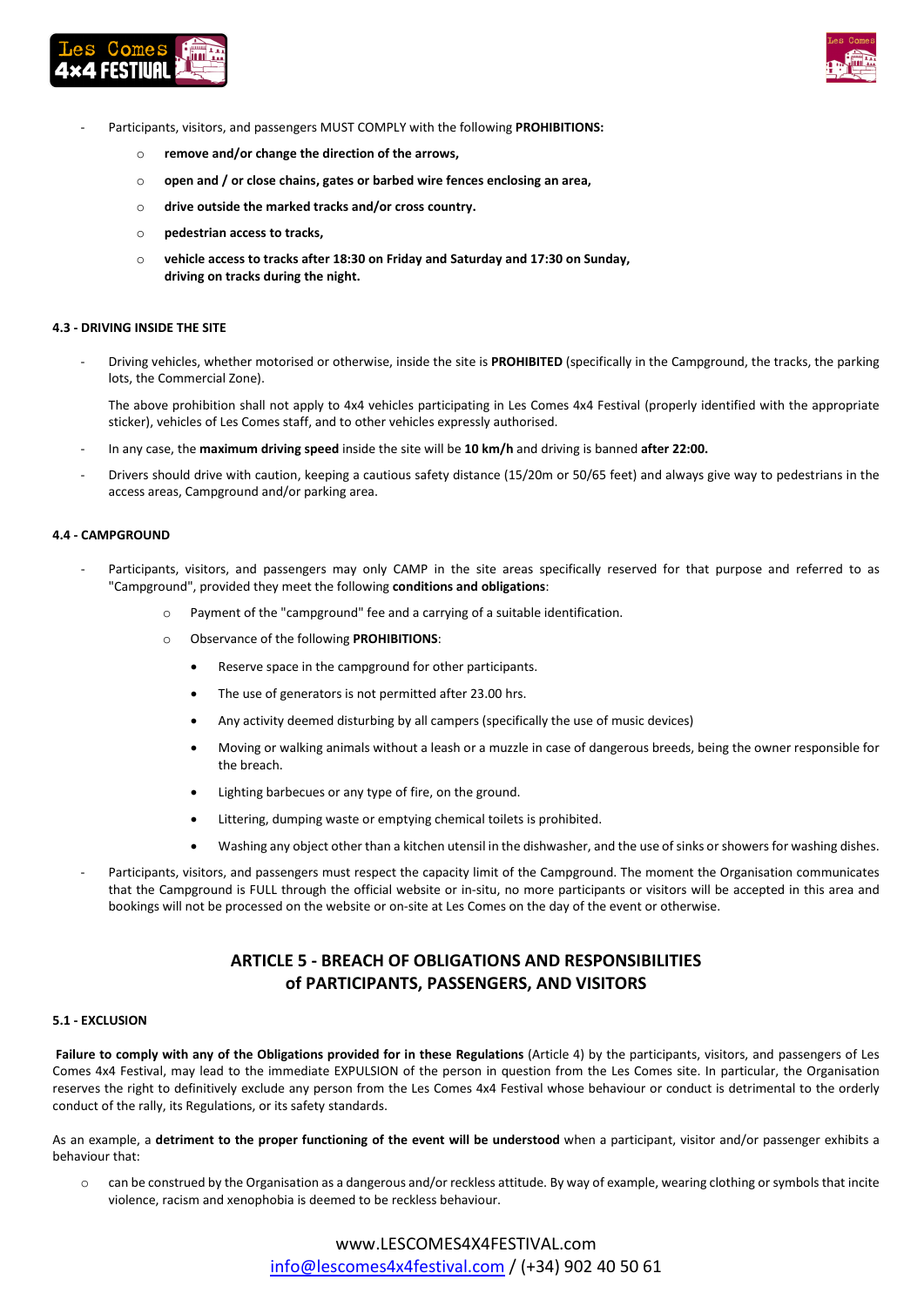- Participants, visitors, and passengers MUST COMPLY with the following **PROHIBITIONS:**
    - **remove and/or change the direction of the arrows,**
    - **open and / or close chains, gates or barbed wire fences enclosing an area,**
    - **drive outside the marked tracks and/or cross country.**
    - **pedestrian access to tracks,**
    - **vehicle access to tracks after 18:30 on Friday and Saturday and 17:30 on Sunday, driving on tracks during the night.**

#### 4.3 - DRIVING INSIDE THE SITE

- Driving vehicles, whether motorised or otherwise, inside the site is **PROHIBITED** (specifically in the Campground, the tracks, the parking lots, the Commercial Zone).

  The above prohibition shall not apply to 4x4 vehicles participating in Les Comes 4x4 Festival (properly identified with the appropriate sticker), vehicles of Les Comes staff, and to other vehicles expressly authorised.

- In any case, the **maximum driving speed** inside the site will be **10 km/h** and driving is banned **after 22:00.**
- Drivers should drive with caution, keeping a cautious safety distance (15/20m or 50/65 feet) and always give way to pedestrians in the access areas, Campground and/or parking area.

#### 4.4 - CAMPGROUND

- Participants, visitors, and passengers may only CAMP in the site areas specifically reserved for that purpose and referred to as "Campground", provided they meet the following **conditions and obligations**:
    - Payment of the "campground" fee and a carrying of a suitable identification.
    - Observance of the following **PROHIBITIONS**:
        - Reserve space in the campground for other participants.
        - The use of generators is not permitted after 23.00 hrs.
        - Any activity deemed disturbing by all campers (specifically the use of music devices)
        - Moving or walking animals without a leash or a muzzle in case of dangerous breeds, being the owner responsible for the breach.
        - Lighting barbecues or any type of fire, on the ground.
        - Littering, dumping waste or emptying chemical toilets is prohibited.
        - Washing any object other than a kitchen utensil in the dishwasher, and the use of sinks or showers for washing dishes.
- Participants, visitors, and passengers must respect the capacity limit of the Campground. The moment the Organisation communicates that the Campground is FULL through the official website or in-situ, no more participants or visitors will be accepted in this area and bookings will not be processed on the website or on-site at Les Comes on the day of the event or otherwise.

## ARTICLE 5 - BREACH OF OBLIGATIONS AND RESPONSIBILITIES of PARTICIPANTS, PASSENGERS, AND VISITORS

#### 5.1 - EXCLUSION

**Failure to comply with any of the Obligations provided for in these Regulations** (Article 4) by the participants, visitors, and passengers of Les Comes 4x4 Festival, may lead to the immediate EXPULSION of the person in question from the Les Comes site. In particular, the Organisation reserves the right to definitively exclude any person from the Les Comes 4x4 Festival whose behaviour or conduct is detrimental to the orderly conduct of the rally, its Regulations, or its safety standards.

As an example, a **detriment to the proper functioning of the event will be understood** when a participant, visitor and/or passenger exhibits a behaviour that:

- can be construed by the Organisation as a dangerous and/or reckless attitude. By way of example, wearing clothing or symbols that incite violence, racism and xenophobia is deemed to be reckless behaviour.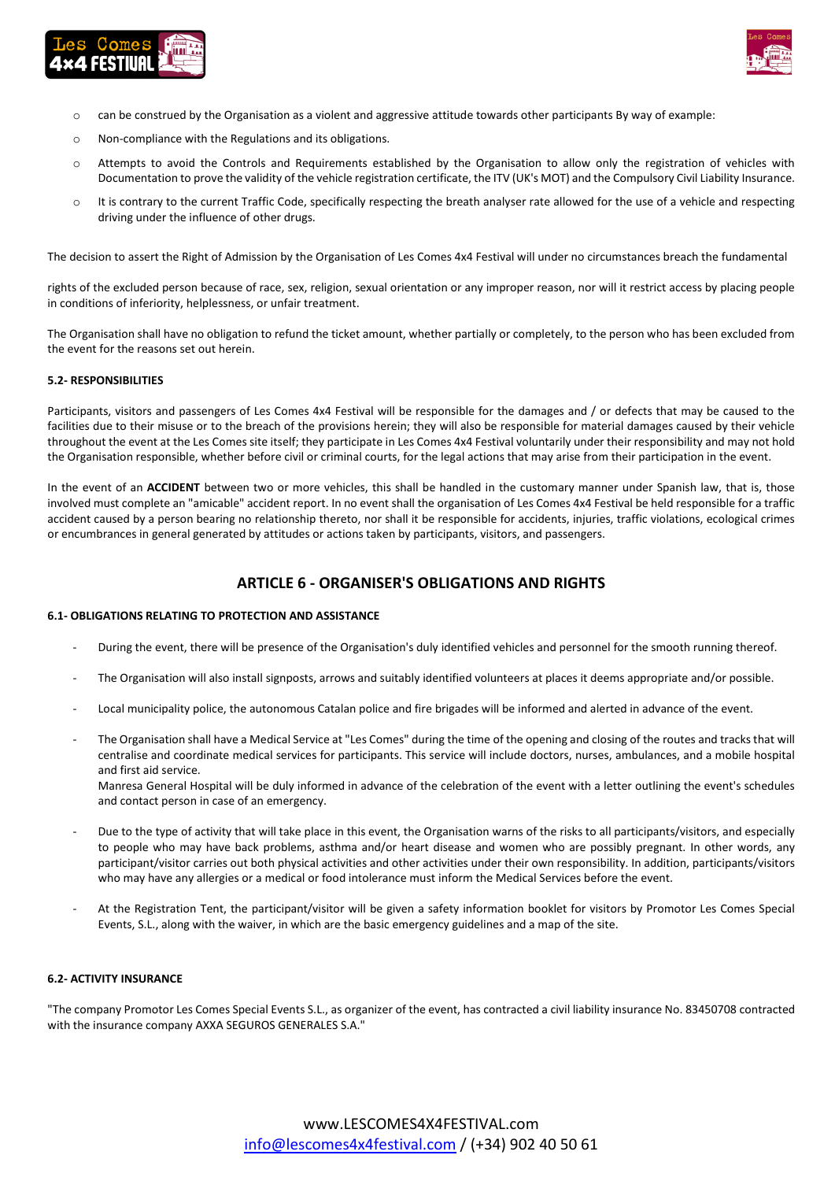- can be construed by the Organisation as a violent and aggressive attitude towards other participants By way of example:
- Non-compliance with the Regulations and its obligations.
- Attempts to avoid the Controls and Requirements established by the Organisation to allow only the registration of vehicles with Documentation to prove the validity of the vehicle registration certificate, the ITV (UK's MOT) and the Compulsory Civil Liability Insurance.
- It is contrary to the current Traffic Code, specifically respecting the breath analyser rate allowed for the use of a vehicle and respecting driving under the influence of other drugs.

The decision to assert the Right of Admission by the Organisation of Les Comes 4x4 Festival will under no circumstances breach the fundamental

rights of the excluded person because of race, sex, religion, sexual orientation or any improper reason, nor will it restrict access by placing people in conditions of inferiority, helplessness, or unfair treatment.

The Organisation shall have no obligation to refund the ticket amount, whether partially or completely, to the person who has been excluded from the event for the reasons set out herein.

#### 5.2- RESPONSIBILITIES

Participants, visitors and passengers of Les Comes 4x4 Festival will be responsible for the damages and / or defects that may be caused to the facilities due to their misuse or to the breach of the provisions herein; they will also be responsible for material damages caused by their vehicle throughout the event at the Les Comes site itself; they participate in Les Comes 4x4 Festival voluntarily under their responsibility and may not hold the Organisation responsible, whether before civil or criminal courts, for the legal actions that may arise from their participation in the event.

In the event of an **ACCIDENT** between two or more vehicles, this shall be handled in the customary manner under Spanish law, that is, those involved must complete an "amicable" accident report. In no event shall the organisation of Les Comes 4x4 Festival be held responsible for a traffic accident caused by a person bearing no relationship thereto, nor shall it be responsible for accidents, injuries, traffic violations, ecological crimes or encumbrances in general generated by attitudes or actions taken by participants, visitors, and passengers.

## ARTICLE 6 - ORGANISER'S OBLIGATIONS AND RIGHTS

#### 6.1- OBLIGATIONS RELATING TO PROTECTION AND ASSISTANCE

- During the event, there will be presence of the Organisation's duly identified vehicles and personnel for the smooth running thereof.
- The Organisation will also install signposts, arrows and suitably identified volunteers at places it deems appropriate and/or possible.
- Local municipality police, the autonomous Catalan police and fire brigades will be informed and alerted in advance of the event.
- The Organisation shall have a Medical Service at "Les Comes" during the time of the opening and closing of the routes and tracks that will centralise and coordinate medical services for participants. This service will include doctors, nurses, ambulances, and a mobile hospital and first aid service.
  Manresa General Hospital will be duly informed in advance of the celebration of the event with a letter outlining the event's schedules and contact person in case of an emergency.
- Due to the type of activity that will take place in this event, the Organisation warns of the risks to all participants/visitors, and especially to people who may have back problems, asthma and/or heart disease and women who are possibly pregnant. In other words, any participant/visitor carries out both physical activities and other activities under their own responsibility. In addition, participants/visitors who may have any allergies or a medical or food intolerance must inform the Medical Services before the event.
- At the Registration Tent, the participant/visitor will be given a safety information booklet for visitors by Promotor Les Comes Special Events, S.L., along with the waiver, in which are the basic emergency guidelines and a map of the site.

#### 6.2- ACTIVITY INSURANCE

"The company Promotor Les Comes Special Events S.L., as organizer of the event, has contracted a civil liability insurance No. 83450708 contracted with the insurance company AXXA SEGUROS GENERALES S.A."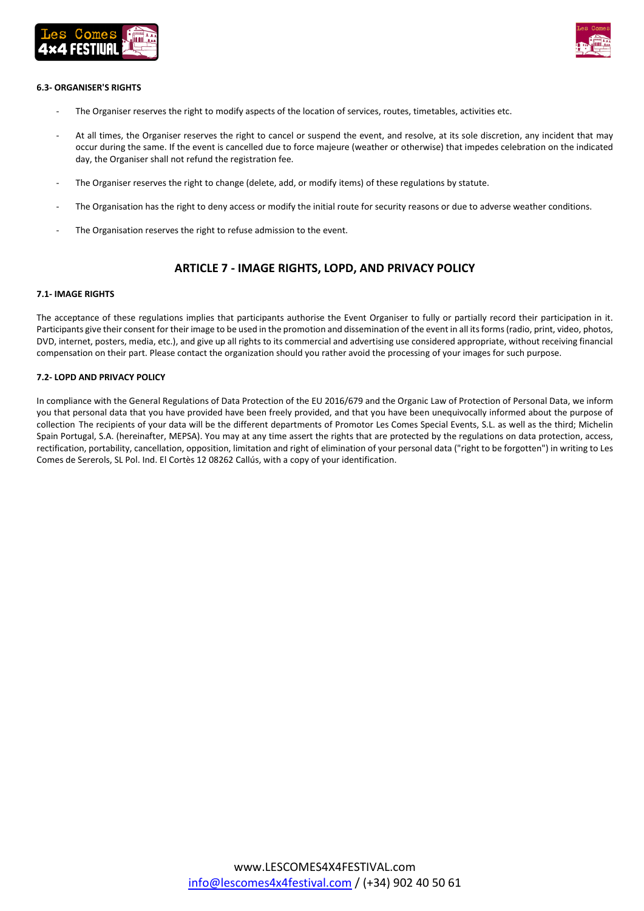#### 6.3- ORGANISER'S RIGHTS

- The Organiser reserves the right to modify aspects of the location of services, routes, timetables, activities etc.
- At all times, the Organiser reserves the right to cancel or suspend the event, and resolve, at its sole discretion, any incident that may occur during the same. If the event is cancelled due to force majeure (weather or otherwise) that impedes celebration on the indicated day, the Organiser shall not refund the registration fee.
- The Organiser reserves the right to change (delete, add, or modify items) of these regulations by statute.
- The Organisation has the right to deny access or modify the initial route for security reasons or due to adverse weather conditions.
- The Organisation reserves the right to refuse admission to the event.

## ARTICLE 7 - IMAGE RIGHTS, LOPD, AND PRIVACY POLICY

#### 7.1- IMAGE RIGHTS

The acceptance of these regulations implies that participants authorise the Event Organiser to fully or partially record their participation in it. Participants give their consent for their image to be used in the promotion and dissemination of the event in all its forms (radio, print, video, photos, DVD, internet, posters, media, etc.), and give up all rights to its commercial and advertising use considered appropriate, without receiving financial compensation on their part. Please contact the organization should you rather avoid the processing of your images for such purpose.

#### 7.2- LOPD AND PRIVACY POLICY

In compliance with the General Regulations of Data Protection of the EU 2016/679 and the Organic Law of Protection of Personal Data, we inform you that personal data that you have provided have been freely provided, and that you have been unequivocally informed about the purpose of collection The recipients of your data will be the different departments of Promotor Les Comes Special Events, S.L. as well as the third; Michelin Spain Portugal, S.A. (hereinafter, MEPSA). You may at any time assert the rights that are protected by the regulations on data protection, access, rectification, portability, cancellation, opposition, limitation and right of elimination of your personal data ("right to be forgotten") in writing to Les Comes de Sererols, SL Pol. Ind. El Cortès 12 08262 Callús, with a copy of your identification.